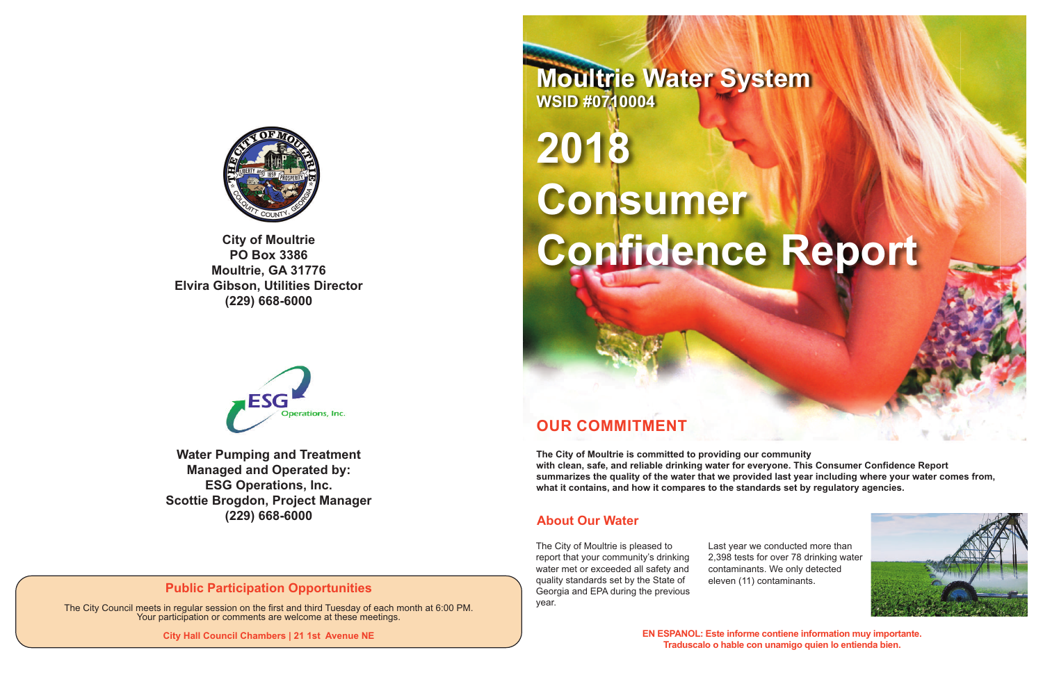City of Moultrie
PO Box 3386
Moultrie, GA 31776
Elvira Gibson, Utilities Director
(229) 668-6000

**Water Pumping and Treatment Managed and Operated by:**
**ESG Operations, Inc.**
**Scottie Brogdon, Project Manager**
**(229) 668-6000**

## Public Participation Opportunities

The City Council meets in regular session on the first and third Tuesday of each month at 6:00 PM. Your participation or comments are welcome at these meetings.

**City Hall Council Chambers | 21 1st Avenue NE**

# Moultrie Water System

**WSID #0710004**

# 2018 Consumer Confidence Report

## OUR COMMITMENT

**The City of Moultrie is committed to providing our community with clean, safe, and reliable drinking water for everyone. This Consumer Confidence Report summarizes the quality of the water that we provided last year including where your water comes from, what it contains, and how it compares to the standards set by regulatory agencies.**

## About Our Water

The City of Moultrie is pleased to report that your community's drinking water met or exceeded all safety and quality standards set by the State of Georgia and EPA during the previous year.

Last year we conducted more than 2,398 tests for over 78 drinking water contaminants. We only detected eleven (11) contaminants.

**EN ESPANOL: Este informe contiene information muy importante. Traduscalo o hable con unamigo quien lo entienda bien.**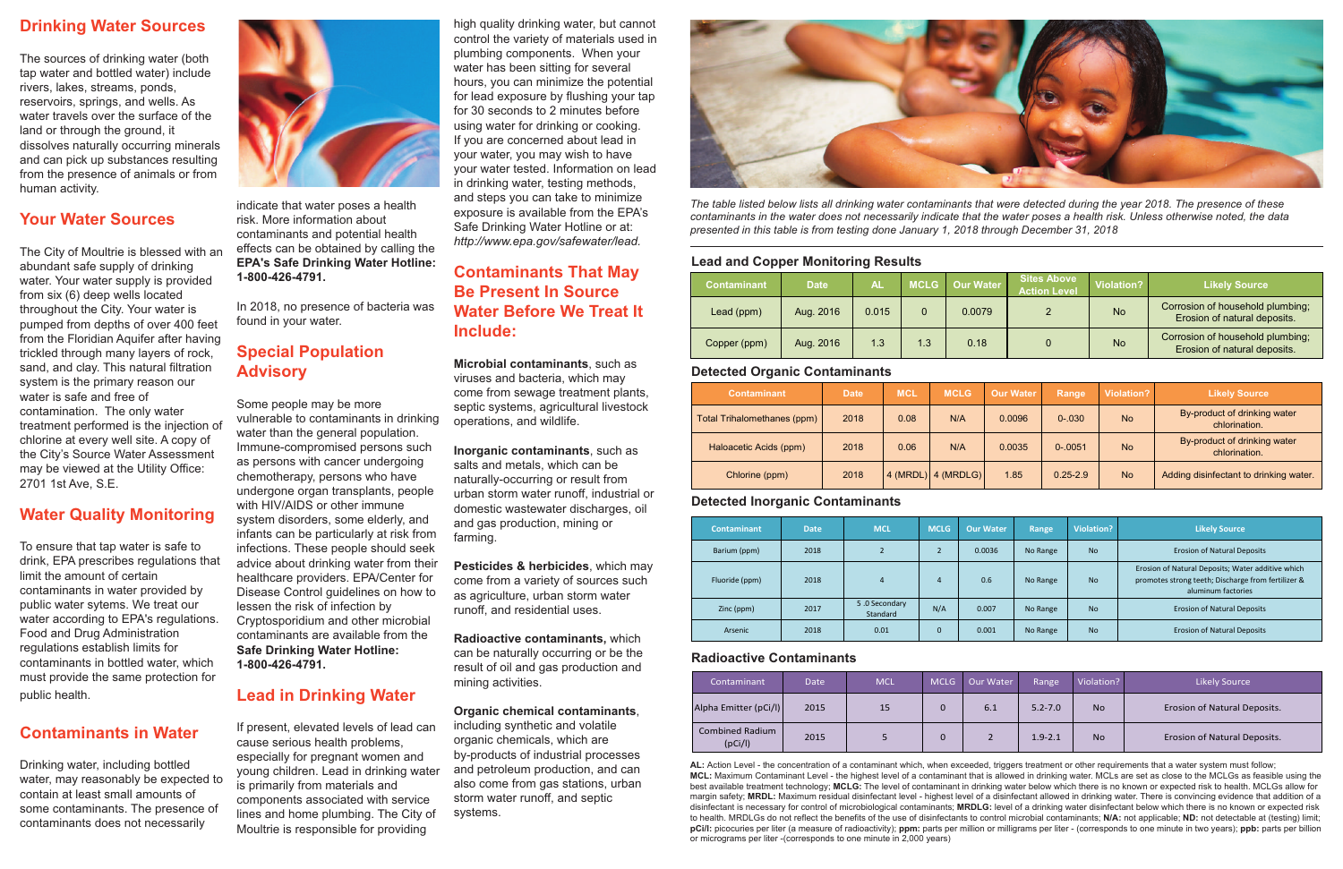## Drinking Water Sources

The sources of drinking water (both tap water and bottled water) include rivers, lakes, streams, ponds, reservoirs, springs, and wells. As water travels over the surface of the land or through the ground, it dissolves naturally occurring minerals and can pick up substances resulting from the presence of animals or from human activity.

## Your Water Sources

The City of Moultrie is blessed with an abundant safe supply of drinking water. Your water supply is provided from six (6) deep wells located throughout the City. Your water is pumped from depths of over 400 feet from the Floridian Aquifer after having trickled through many layers of rock, sand, and clay. This natural filtration system is the primary reason our water is safe and free of contamination. The only water treatment performed is the injection of chlorine at every well site. A copy of the City's Source Water Assessment may be viewed at the Utility Office: 2701 1st Ave, S.E.

## Water Quality Monitoring

To ensure that tap water is safe to drink, EPA prescribes regulations that limit the amount of certain contaminants in water provided by public water sytems. We treat our water according to EPA's regulations. Food and Drug Administration regulations establish limits for contaminants in bottled water, which must provide the same protection for public health.

## Contaminants in Water

Drinking water, including bottled water, may reasonably be expected to contain at least small amounts of some contaminants. The presence of contaminants does not necessarily indicate that water poses a health risk. More information about contaminants and potential health effects can be obtained by calling the **EPA's Safe Drinking Water Hotline: 1-800-426-4791.**

In 2018, no presence of bacteria was found in your water.

## Special Population Advisory

Some people may be more vulnerable to contaminants in drinking water than the general population. Immune-compromised persons such as persons with cancer undergoing chemotherapy, persons who have undergone organ transplants, people with HIV/AIDS or other immune system disorders, some elderly, and infants can be particularly at risk from infections. These people should seek advice about drinking water from their healthcare providers. EPA/Center for Disease Control guidelines on how to lessen the risk of infection by Cryptosporidium and other microbial contaminants are available from the **Safe Drinking Water Hotline: 1-800-426-4791.**

## Lead in Drinking Water

If present, elevated levels of lead can cause serious health problems, especially for pregnant women and young children. Lead in drinking water is primarily from materials and components associated with service lines and home plumbing. The City of Moultrie is responsible for providing high quality drinking water, but cannot control the variety of materials used in plumbing components. When your water has been sitting for several hours, you can minimize the potential for lead exposure by flushing your tap for 30 seconds to 2 minutes before using water for drinking or cooking. If you are concerned about lead in your water, you may wish to have your water tested. Information on lead in drinking water, testing methods, and steps you can take to minimize exposure is available from the EPA's Safe Drinking Water Hotline or at: *http://www.epa.gov/safewater/lead.*

## Contaminants That May Be Present In Source Water Before We Treat It Include:

**Microbial contaminants**, such as viruses and bacteria, which may come from sewage treatment plants, septic systems, agricultural livestock operations, and wildlife.

**Inorganic contaminants**, such as salts and metals, which can be naturally-occurring or result from urban storm water runoff, industrial or domestic wastewater discharges, oil and gas production, mining or farming.

**Pesticides & herbicides**, which may come from a variety of sources such as agriculture, urban storm water runoff, and residential uses.

**Radioactive contaminants,** which can be naturally occurring or be the result of oil and gas production and mining activities.

**Organic chemical contaminants**, including synthetic and volatile organic chemicals, which are by-products of industrial processes and petroleum production, and can also come from gas stations, urban storm water runoff, and septic systems.

*The table listed below lists all drinking water contaminants that were detected during the year 2018. The presence of these contaminants in the water does not necessarily indicate that the water poses a health risk. Unless otherwise noted, the data presented in this table is from testing done January 1, 2018 through December 31, 2018*

### Lead and Copper Monitoring Results

| Contaminant | Date | AL | MCLG | Our Water | Sites Above Action Level | Violation? | Likely Source |
|---|---|---|---|---|---|---|---|
| Lead (ppm) | Aug. 2016 | 0.015 | 0 | 0.0079 | 2 | No | Corrosion of household plumbing; Erosion of natural deposits. |
| Copper (ppm) | Aug. 2016 | 1.3 | 1.3 | 0.18 | 0 | No | Corrosion of household plumbing; Erosion of natural deposits. |

### Detected Organic Contaminants

| Contaminant | Date | MCL | MCLG | Our Water | Range | Violation? | Likely Source |
|---|---|---|---|---|---|---|---|
| Total Trihalomethanes (ppm) | 2018 | 0.08 | N/A | 0.0096 | 0-.030 | No | By-product of drinking water chlorination. |
| Haloacetic Acids (ppm) | 2018 | 0.06 | N/A | 0.0035 | 0-.0051 | No | By-product of drinking water chlorination. |
| Chlorine (ppm) | 2018 | 4 (MRDL) | 4 (MRDLG) | 1.85 | 0.25-2.9 | No | Adding disinfectant to drinking water. |

### Detected Inorganic Contaminants

| Contaminant | Date | MCL | MCLG | Our Water | Range | Violation? | Likely Source |
|---|---|---|---|---|---|---|---|
| Barium (ppm) | 2018 | 2 | 2 | 0.0036 | No Range | No | Erosion of Natural Deposits |
| Fluoride (ppm) | 2018 | 4 | 4 | 0.6 | No Range | No | Erosion of Natural Deposits; Water additive which promotes strong teeth; Discharge from fertilizer & aluminum factories |
| Zinc (ppm) | 2017 | 5 .0 Secondary Standard | N/A | 0.007 | No Range | No | Erosion of Natural Deposits |
| Arsenic | 2018 | 0.01 | 0 | 0.001 | No Range | No | Erosion of Natural Deposits |

### Radioactive Contaminants

| Contaminant | Date | MCL | MCLG | Our Water | Range | Violation? | Likely Source |
|---|---|---|---|---|---|---|---|
| Alpha Emitter (pCi/l) | 2015 | 15 | 0 | 6.1 | 5.2-7.0 | No | Erosion of Natural Deposits. |
| Combined Radium (pCi/l) | 2015 | 5 | 0 | 2 | 1.9-2.1 | No | Erosion of Natural Deposits. |

**AL:** Action Level - the concentration of a contaminant which, when exceeded, triggers treatment or other requirements that a water system must follow; **MCL:** Maximum Contaminant Level - the highest level of a contaminant that is allowed in drinking water. MCLs are set as close to the MCLGs as feasible using the best available treatment technology; **MCLG:** The level of contaminant in drinking water below which there is no known or expected risk to health. MCLGs allow for margin safety; **MRDL:** Maximum residual disinfectant level - highest level of a disinfectant allowed in drinking water. There is convincing evidence that addition of a disinfectant is necessary for control of microbiological contaminants; **MRDLG:** level of a drinking water disinfectant below which there is no known or expected risk to health. MRDLGs do not reflect the benefits of the use of disinfectants to control microbial contaminants; **N/A:** not applicable; **ND:** not detectable at (testing) limit; **pCi/l:** picocuries per liter (a measure of radioactivity); **ppm:** parts per million or milligrams per liter - (corresponds to one minute in two years); **ppb:** parts per billion or micrograms per liter -(corresponds to one minute in 2,000 years)